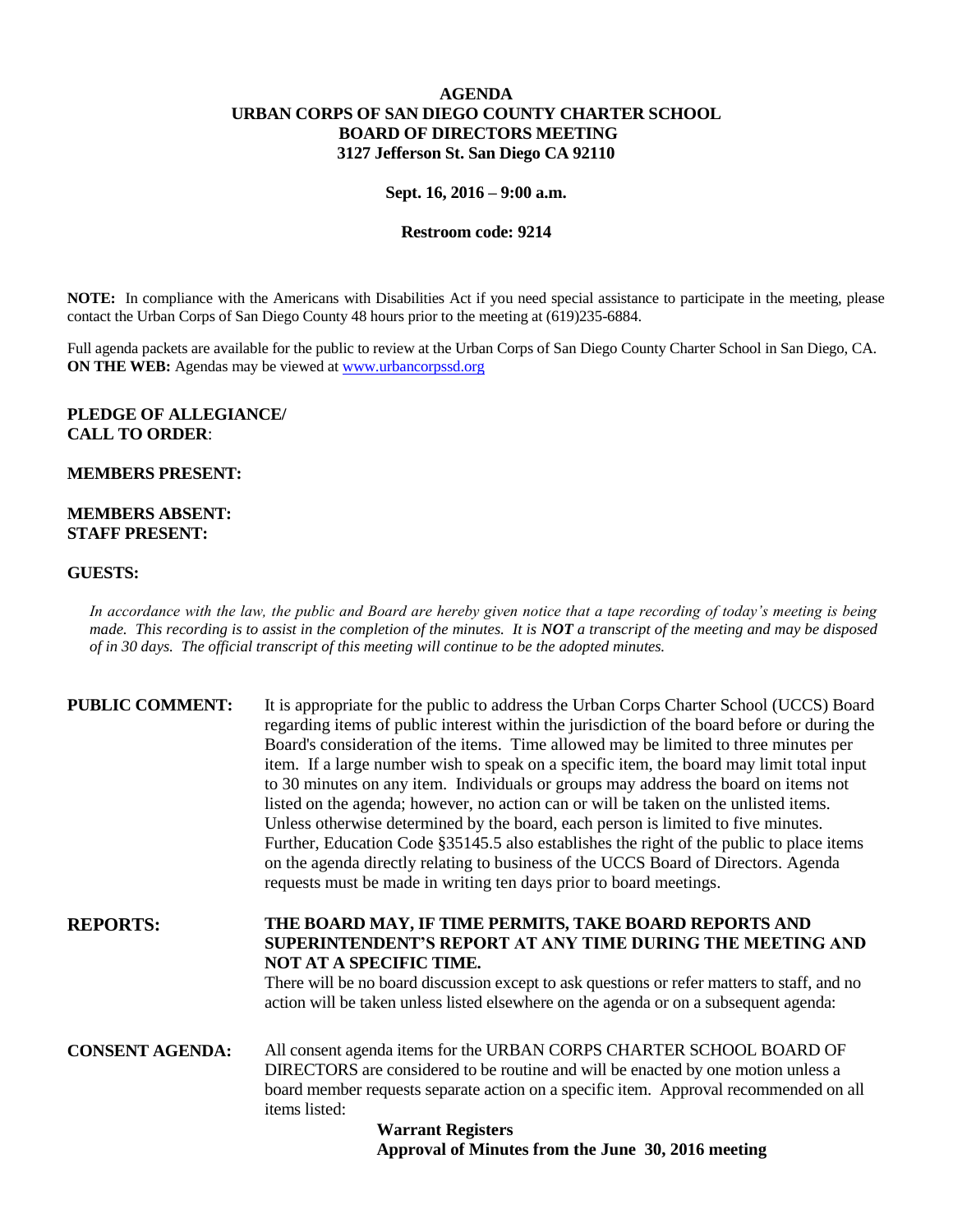**AGENDA**
**URBAN CORPS OF SAN DIEGO COUNTY CHARTER SCHOOL**
**BOARD OF DIRECTORS MEETING**
**3127 Jefferson St. San Diego CA 92110**

**Sept. 16, 2016 – 9:00 a.m.**

**Restroom code: 9214**

**NOTE:** In compliance with the Americans with Disabilities Act if you need special assistance to participate in the meeting, please contact the Urban Corps of San Diego County 48 hours prior to the meeting at (619)235-6884.

Full agenda packets are available for the public to review at the Urban Corps of San Diego County Charter School in San Diego, CA.
**ON THE WEB:** Agendas may be viewed at www.urbancorpssd.org

**PLEDGE OF ALLEGIANCE/**
**CALL TO ORDER**:

**MEMBERS PRESENT:**

**MEMBERS ABSENT:**
**STAFF PRESENT:**

**GUESTS:**

*In accordance with the law, the public and Board are hereby given notice that a tape recording of today's meeting is being made. This recording is to assist in the completion of the minutes. It is **NOT** a transcript of the meeting and may be disposed of in 30 days. The official transcript of this meeting will continue to be the adopted minutes.*

**PUBLIC COMMENT:** It is appropriate for the public to address the Urban Corps Charter School (UCCS) Board regarding items of public interest within the jurisdiction of the board before or during the Board's consideration of the items. Time allowed may be limited to three minutes per item. If a large number wish to speak on a specific item, the board may limit total input to 30 minutes on any item. Individuals or groups may address the board on items not listed on the agenda; however, no action can or will be taken on the unlisted items. Unless otherwise determined by the board, each person is limited to five minutes. Further, Education Code §35145.5 also establishes the right of the public to place items on the agenda directly relating to business of the UCCS Board of Directors. Agenda requests must be made in writing ten days prior to board meetings.

**REPORTS:** **THE BOARD MAY, IF TIME PERMITS, TAKE BOARD REPORTS AND SUPERINTENDENT'S REPORT AT ANY TIME DURING THE MEETING AND NOT AT A SPECIFIC TIME.**
There will be no board discussion except to ask questions or refer matters to staff, and no action will be taken unless listed elsewhere on the agenda or on a subsequent agenda:

**CONSENT AGENDA:** All consent agenda items for the URBAN CORPS CHARTER SCHOOL BOARD OF DIRECTORS are considered to be routine and will be enacted by one motion unless a board member requests separate action on a specific item. Approval recommended on all items listed:

**Warrant Registers**
**Approval of Minutes from the June 30, 2016 meeting**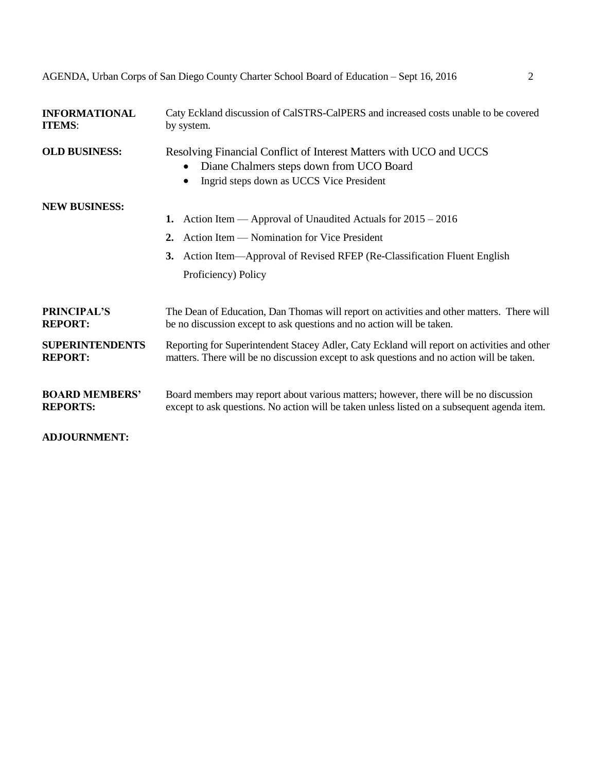**INFORMATIONAL ITEMS**: Caty Eckland discussion of CalSTRS-CalPERS and increased costs unable to be covered by system.

**OLD BUSINESS:** Resolving Financial Conflict of Interest Matters with UCO and UCCS

- Diane Chalmers steps down from UCO Board
- Ingrid steps down as UCCS Vice President

**NEW BUSINESS:**

1. Action Item — Approval of Unaudited Actuals for 2015 – 2016
2. Action Item — Nomination for Vice President
3. Action Item—Approval of Revised RFEP (Re-Classification Fluent English Proficiency) Policy

**PRINCIPAL'S REPORT:** The Dean of Education, Dan Thomas will report on activities and other matters. There will be no discussion except to ask questions and no action will be taken.

**SUPERINTENDENTS REPORT:** Reporting for Superintendent Stacey Adler, Caty Eckland will report on activities and other matters. There will be no discussion except to ask questions and no action will be taken.

**BOARD MEMBERS' REPORTS:** Board members may report about various matters; however, there will be no discussion except to ask questions. No action will be taken unless listed on a subsequent agenda item.

**ADJOURNMENT:**